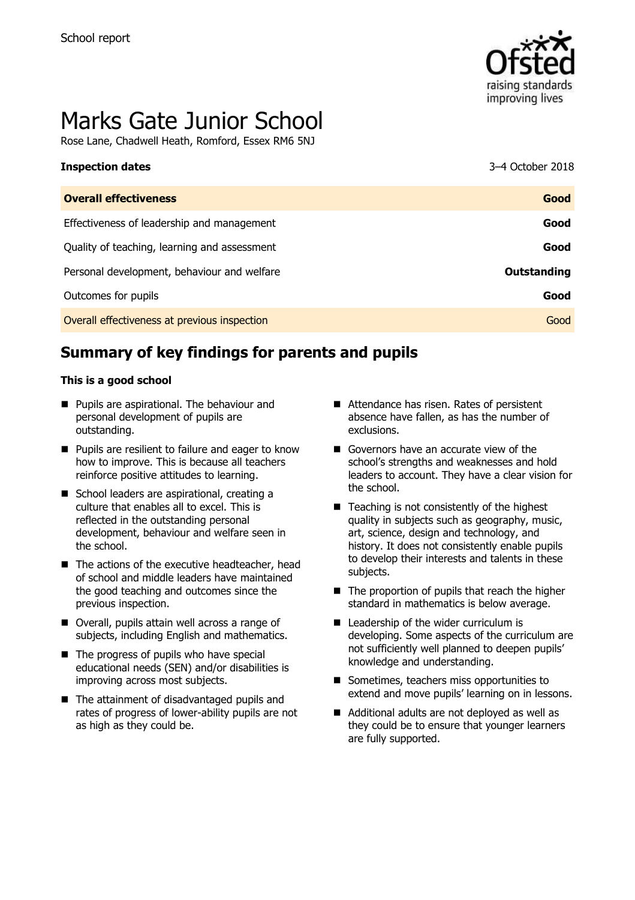School report

# Marks Gate Junior School

Rose Lane, Chadwell Heath, Romford, Essex RM6 5NJ

| | |
|---|---|
| **Inspection dates** | 3–4 October 2018 |
| **Overall effectiveness** | **Good** |
| Effectiveness of leadership and management | **Good** |
| Quality of teaching, learning and assessment | **Good** |
| Personal development, behaviour and welfare | **Outstanding** |
| Outcomes for pupils | **Good** |
| Overall effectiveness at previous inspection | Good |

## Summary of key findings for parents and pupils

**This is a good school**

- Pupils are aspirational. The behaviour and personal development of pupils are outstanding.
- Pupils are resilient to failure and eager to know how to improve. This is because all teachers reinforce positive attitudes to learning.
- School leaders are aspirational, creating a culture that enables all to excel. This is reflected in the outstanding personal development, behaviour and welfare seen in the school.
- The actions of the executive headteacher, head of school and middle leaders have maintained the good teaching and outcomes since the previous inspection.
- Overall, pupils attain well across a range of subjects, including English and mathematics.
- The progress of pupils who have special educational needs (SEN) and/or disabilities is improving across most subjects.
- The attainment of disadvantaged pupils and rates of progress of lower-ability pupils are not as high as they could be.
- Attendance has risen. Rates of persistent absence have fallen, as has the number of exclusions.
- Governors have an accurate view of the school's strengths and weaknesses and hold leaders to account. They have a clear vision for the school.
- Teaching is not consistently of the highest quality in subjects such as geography, music, art, science, design and technology, and history. It does not consistently enable pupils to develop their interests and talents in these subjects.
- The proportion of pupils that reach the higher standard in mathematics is below average.
- Leadership of the wider curriculum is developing. Some aspects of the curriculum are not sufficiently well planned to deepen pupils' knowledge and understanding.
- Sometimes, teachers miss opportunities to extend and move pupils' learning on in lessons.
- Additional adults are not deployed as well as they could be to ensure that younger learners are fully supported.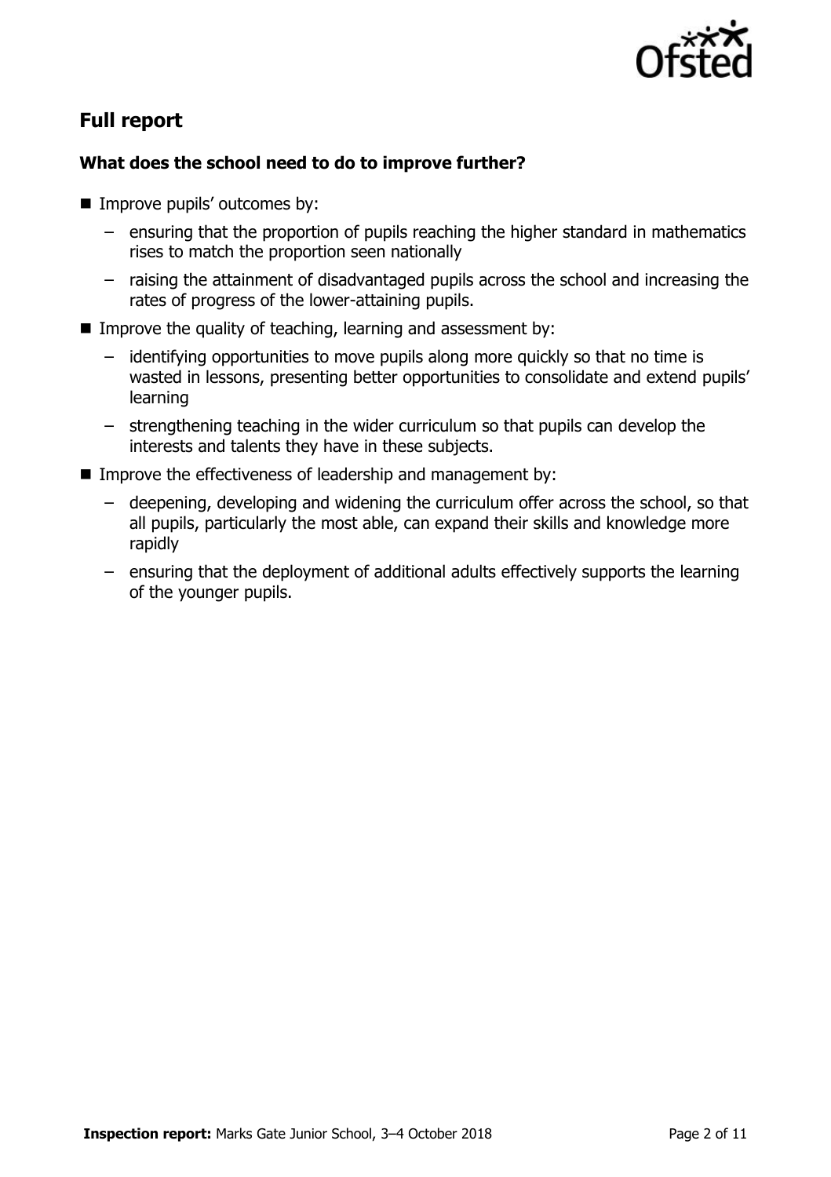## Full report

### What does the school need to do to improve further?

- Improve pupils' outcomes by:
  - ensuring that the proportion of pupils reaching the higher standard in mathematics rises to match the proportion seen nationally
  - raising the attainment of disadvantaged pupils across the school and increasing the rates of progress of the lower-attaining pupils.
- Improve the quality of teaching, learning and assessment by:
  - identifying opportunities to move pupils along more quickly so that no time is wasted in lessons, presenting better opportunities to consolidate and extend pupils' learning
  - strengthening teaching in the wider curriculum so that pupils can develop the interests and talents they have in these subjects.
- Improve the effectiveness of leadership and management by:
  - deepening, developing and widening the curriculum offer across the school, so that all pupils, particularly the most able, can expand their skills and knowledge more rapidly
  - ensuring that the deployment of additional adults effectively supports the learning of the younger pupils.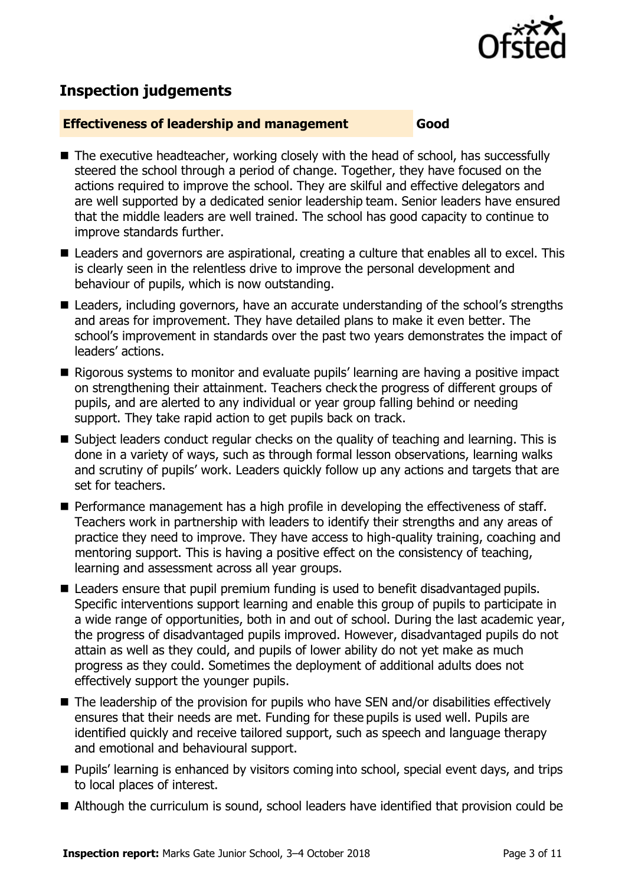## Inspection judgements

**Effectiveness of leadership and management** **Good**

- The executive headteacher, working closely with the head of school, has successfully steered the school through a period of change. Together, they have focused on the actions required to improve the school. They are skilful and effective delegators and are well supported by a dedicated senior leadership team. Senior leaders have ensured that the middle leaders are well trained. The school has good capacity to continue to improve standards further.
- Leaders and governors are aspirational, creating a culture that enables all to excel. This is clearly seen in the relentless drive to improve the personal development and behaviour of pupils, which is now outstanding.
- Leaders, including governors, have an accurate understanding of the school's strengths and areas for improvement. They have detailed plans to make it even better. The school's improvement in standards over the past two years demonstrates the impact of leaders' actions.
- Rigorous systems to monitor and evaluate pupils' learning are having a positive impact on strengthening their attainment. Teachers check the progress of different groups of pupils, and are alerted to any individual or year group falling behind or needing support. They take rapid action to get pupils back on track.
- Subject leaders conduct regular checks on the quality of teaching and learning. This is done in a variety of ways, such as through formal lesson observations, learning walks and scrutiny of pupils' work. Leaders quickly follow up any actions and targets that are set for teachers.
- Performance management has a high profile in developing the effectiveness of staff. Teachers work in partnership with leaders to identify their strengths and any areas of practice they need to improve. They have access to high-quality training, coaching and mentoring support. This is having a positive effect on the consistency of teaching, learning and assessment across all year groups.
- Leaders ensure that pupil premium funding is used to benefit disadvantaged pupils. Specific interventions support learning and enable this group of pupils to participate in a wide range of opportunities, both in and out of school. During the last academic year, the progress of disadvantaged pupils improved. However, disadvantaged pupils do not attain as well as they could, and pupils of lower ability do not yet make as much progress as they could. Sometimes the deployment of additional adults does not effectively support the younger pupils.
- The leadership of the provision for pupils who have SEN and/or disabilities effectively ensures that their needs are met. Funding for these pupils is used well. Pupils are identified quickly and receive tailored support, such as speech and language therapy and emotional and behavioural support.
- Pupils' learning is enhanced by visitors coming into school, special event days, and trips to local places of interest.
- Although the curriculum is sound, school leaders have identified that provision could be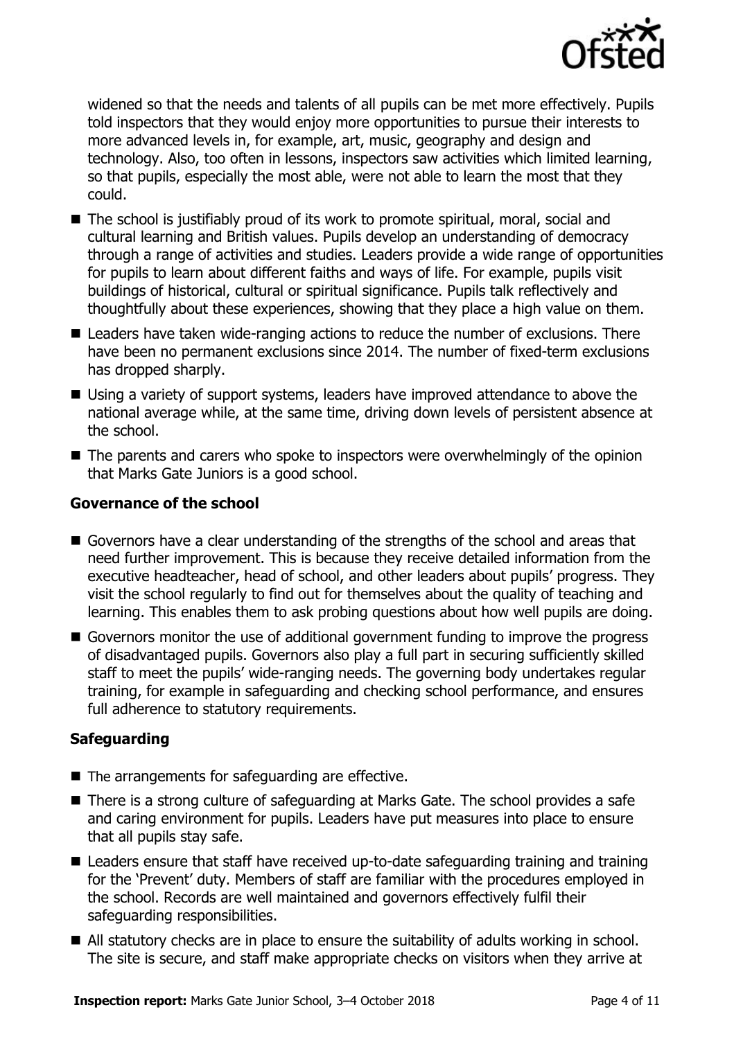widened so that the needs and talents of all pupils can be met more effectively. Pupils told inspectors that they would enjoy more opportunities to pursue their interests to more advanced levels in, for example, art, music, geography and design and technology. Also, too often in lessons, inspectors saw activities which limited learning, so that pupils, especially the most able, were not able to learn the most that they could.

- The school is justifiably proud of its work to promote spiritual, moral, social and cultural learning and British values. Pupils develop an understanding of democracy through a range of activities and studies. Leaders provide a wide range of opportunities for pupils to learn about different faiths and ways of life. For example, pupils visit buildings of historical, cultural or spiritual significance. Pupils talk reflectively and thoughtfully about these experiences, showing that they place a high value on them.
- Leaders have taken wide-ranging actions to reduce the number of exclusions. There have been no permanent exclusions since 2014. The number of fixed-term exclusions has dropped sharply.
- Using a variety of support systems, leaders have improved attendance to above the national average while, at the same time, driving down levels of persistent absence at the school.
- The parents and carers who spoke to inspectors were overwhelmingly of the opinion that Marks Gate Juniors is a good school.

### Governance of the school

- Governors have a clear understanding of the strengths of the school and areas that need further improvement. This is because they receive detailed information from the executive headteacher, head of school, and other leaders about pupils' progress. They visit the school regularly to find out for themselves about the quality of teaching and learning. This enables them to ask probing questions about how well pupils are doing.
- Governors monitor the use of additional government funding to improve the progress of disadvantaged pupils. Governors also play a full part in securing sufficiently skilled staff to meet the pupils' wide-ranging needs. The governing body undertakes regular training, for example in safeguarding and checking school performance, and ensures full adherence to statutory requirements.

### Safeguarding

- The arrangements for safeguarding are effective.
- There is a strong culture of safeguarding at Marks Gate. The school provides a safe and caring environment for pupils. Leaders have put measures into place to ensure that all pupils stay safe.
- Leaders ensure that staff have received up-to-date safeguarding training and training for the 'Prevent' duty. Members of staff are familiar with the procedures employed in the school. Records are well maintained and governors effectively fulfil their safeguarding responsibilities.
- All statutory checks are in place to ensure the suitability of adults working in school. The site is secure, and staff make appropriate checks on visitors when they arrive at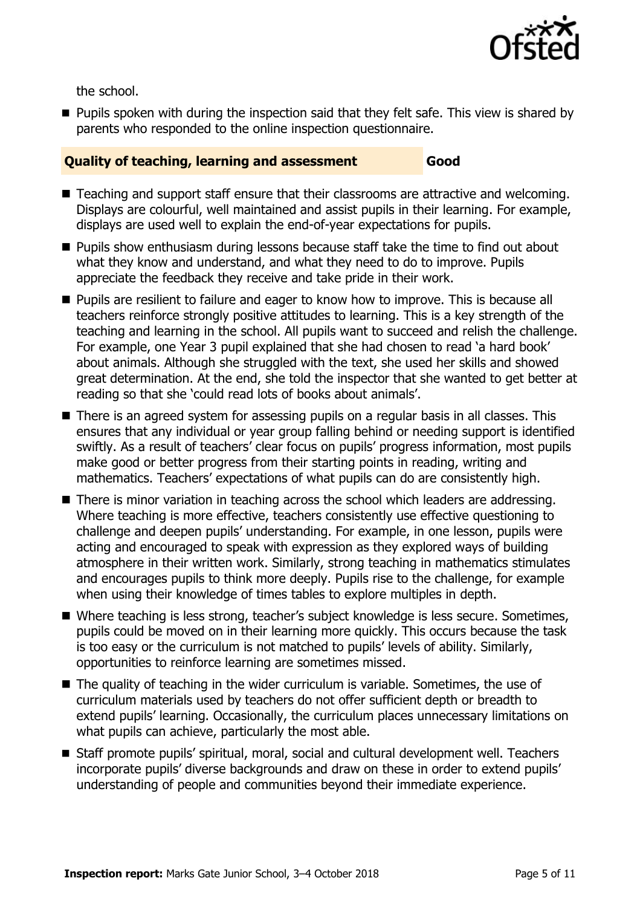the school.

- Pupils spoken with during the inspection said that they felt safe. This view is shared by parents who responded to the online inspection questionnaire.

## Quality of teaching, learning and assessment — Good

- Teaching and support staff ensure that their classrooms are attractive and welcoming. Displays are colourful, well maintained and assist pupils in their learning. For example, displays are used well to explain the end-of-year expectations for pupils.
- Pupils show enthusiasm during lessons because staff take the time to find out about what they know and understand, and what they need to do to improve. Pupils appreciate the feedback they receive and take pride in their work.
- Pupils are resilient to failure and eager to know how to improve. This is because all teachers reinforce strongly positive attitudes to learning. This is a key strength of the teaching and learning in the school. All pupils want to succeed and relish the challenge. For example, one Year 3 pupil explained that she had chosen to read 'a hard book' about animals. Although she struggled with the text, she used her skills and showed great determination. At the end, she told the inspector that she wanted to get better at reading so that she 'could read lots of books about animals'.
- There is an agreed system for assessing pupils on a regular basis in all classes. This ensures that any individual or year group falling behind or needing support is identified swiftly. As a result of teachers' clear focus on pupils' progress information, most pupils make good or better progress from their starting points in reading, writing and mathematics. Teachers' expectations of what pupils can do are consistently high.
- There is minor variation in teaching across the school which leaders are addressing. Where teaching is more effective, teachers consistently use effective questioning to challenge and deepen pupils' understanding. For example, in one lesson, pupils were acting and encouraged to speak with expression as they explored ways of building atmosphere in their written work. Similarly, strong teaching in mathematics stimulates and encourages pupils to think more deeply. Pupils rise to the challenge, for example when using their knowledge of times tables to explore multiples in depth.
- Where teaching is less strong, teacher's subject knowledge is less secure. Sometimes, pupils could be moved on in their learning more quickly. This occurs because the task is too easy or the curriculum is not matched to pupils' levels of ability. Similarly, opportunities to reinforce learning are sometimes missed.
- The quality of teaching in the wider curriculum is variable. Sometimes, the use of curriculum materials used by teachers do not offer sufficient depth or breadth to extend pupils' learning. Occasionally, the curriculum places unnecessary limitations on what pupils can achieve, particularly the most able.
- Staff promote pupils' spiritual, moral, social and cultural development well. Teachers incorporate pupils' diverse backgrounds and draw on these in order to extend pupils' understanding of people and communities beyond their immediate experience.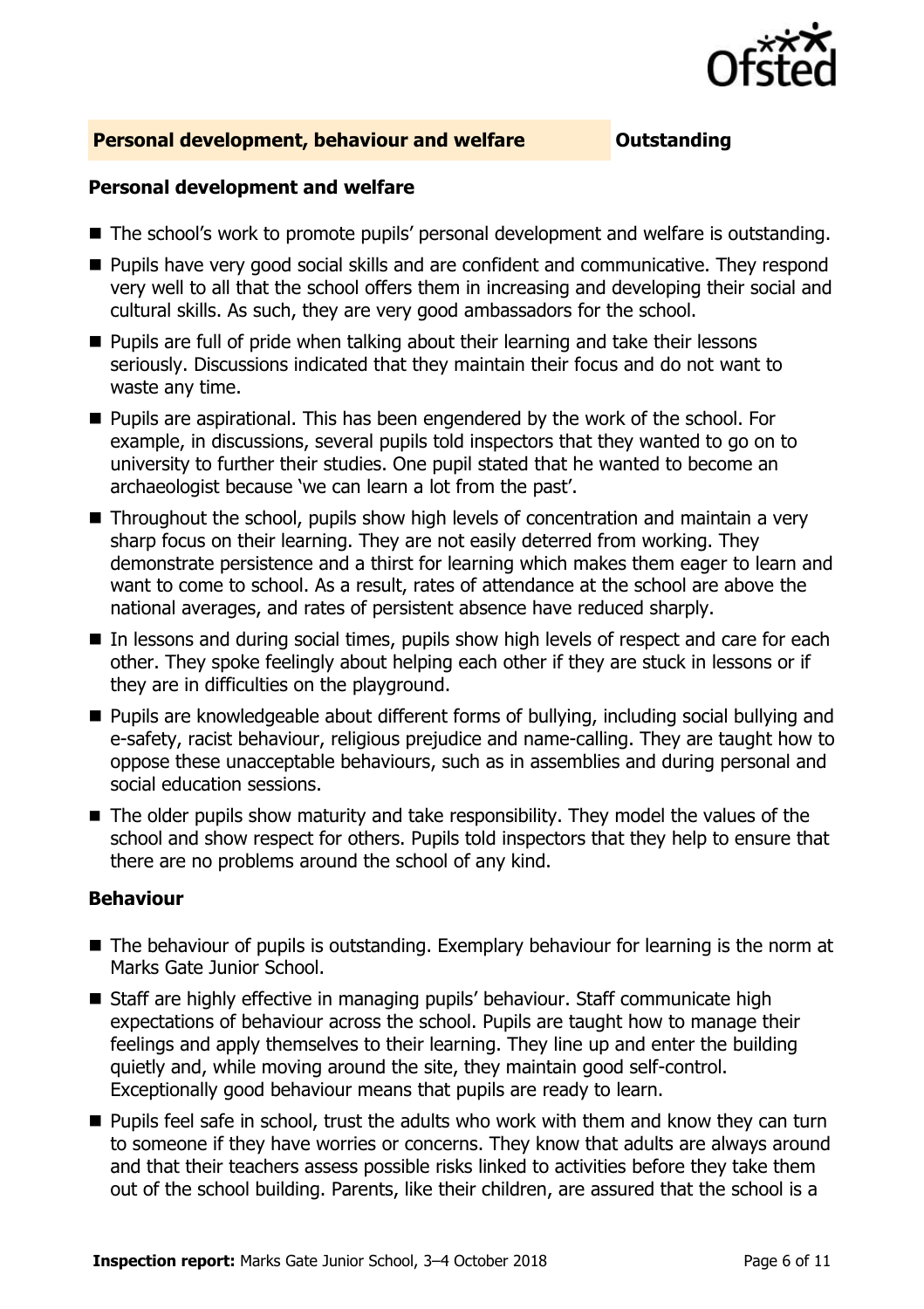## Personal development, behaviour and welfare — Outstanding

### Personal development and welfare

- The school's work to promote pupils' personal development and welfare is outstanding.
- Pupils have very good social skills and are confident and communicative. They respond very well to all that the school offers them in increasing and developing their social and cultural skills. As such, they are very good ambassadors for the school.
- Pupils are full of pride when talking about their learning and take their lessons seriously. Discussions indicated that they maintain their focus and do not want to waste any time.
- Pupils are aspirational. This has been engendered by the work of the school. For example, in discussions, several pupils told inspectors that they wanted to go on to university to further their studies. One pupil stated that he wanted to become an archaeologist because 'we can learn a lot from the past'.
- Throughout the school, pupils show high levels of concentration and maintain a very sharp focus on their learning. They are not easily deterred from working. They demonstrate persistence and a thirst for learning which makes them eager to learn and want to come to school. As a result, rates of attendance at the school are above the national averages, and rates of persistent absence have reduced sharply.
- In lessons and during social times, pupils show high levels of respect and care for each other. They spoke feelingly about helping each other if they are stuck in lessons or if they are in difficulties on the playground.
- Pupils are knowledgeable about different forms of bullying, including social bullying and e-safety, racist behaviour, religious prejudice and name-calling. They are taught how to oppose these unacceptable behaviours, such as in assemblies and during personal and social education sessions.
- The older pupils show maturity and take responsibility. They model the values of the school and show respect for others. Pupils told inspectors that they help to ensure that there are no problems around the school of any kind.

### Behaviour

- The behaviour of pupils is outstanding. Exemplary behaviour for learning is the norm at Marks Gate Junior School.
- Staff are highly effective in managing pupils' behaviour. Staff communicate high expectations of behaviour across the school. Pupils are taught how to manage their feelings and apply themselves to their learning. They line up and enter the building quietly and, while moving around the site, they maintain good self-control. Exceptionally good behaviour means that pupils are ready to learn.
- Pupils feel safe in school, trust the adults who work with them and know they can turn to someone if they have worries or concerns. They know that adults are always around and that their teachers assess possible risks linked to activities before they take them out of the school building. Parents, like their children, are assured that the school is a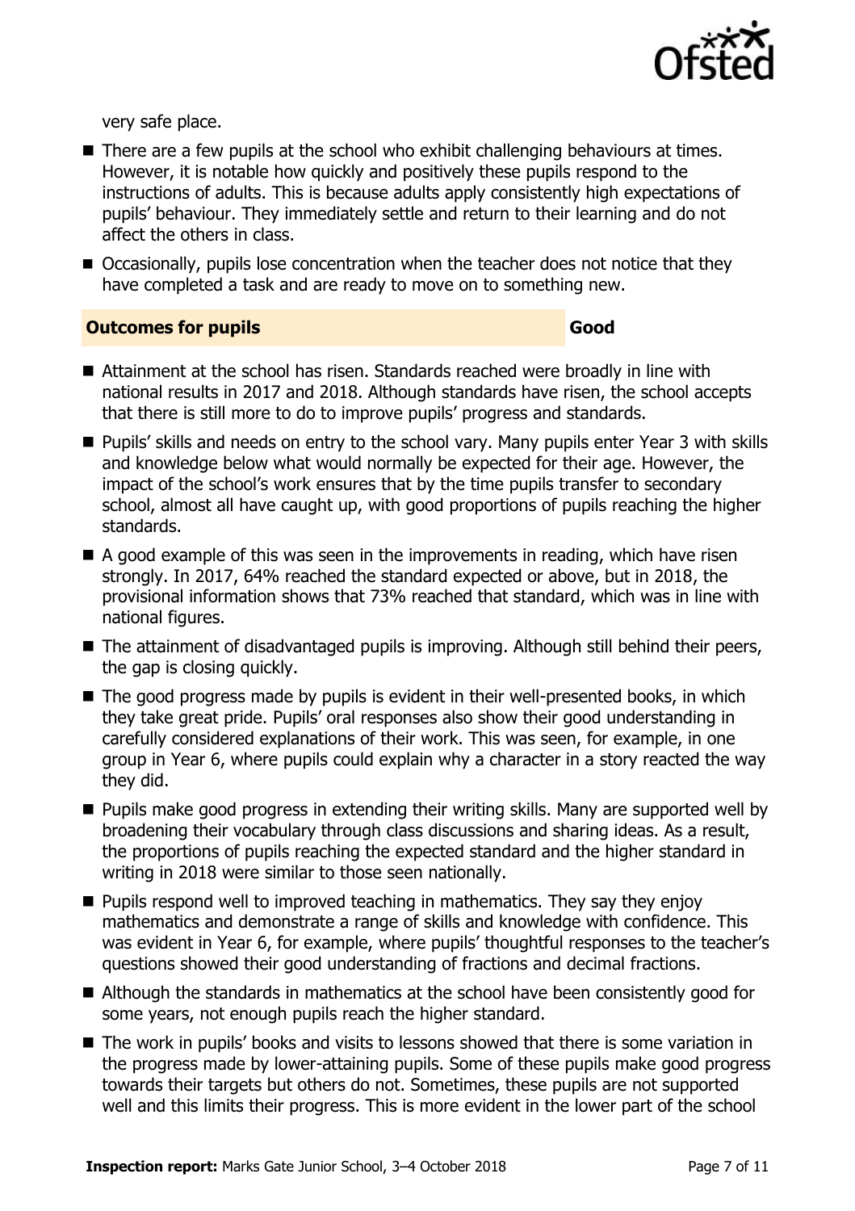very safe place.

- There are a few pupils at the school who exhibit challenging behaviours at times. However, it is notable how quickly and positively these pupils respond to the instructions of adults. This is because adults apply consistently high expectations of pupils' behaviour. They immediately settle and return to their learning and do not affect the others in class.
- Occasionally, pupils lose concentration when the teacher does not notice that they have completed a task and are ready to move on to something new.

| **Outcomes for pupils** | **Good** |
| --- | --- |

- Attainment at the school has risen. Standards reached were broadly in line with national results in 2017 and 2018. Although standards have risen, the school accepts that there is still more to do to improve pupils' progress and standards.
- Pupils' skills and needs on entry to the school vary. Many pupils enter Year 3 with skills and knowledge below what would normally be expected for their age. However, the impact of the school's work ensures that by the time pupils transfer to secondary school, almost all have caught up, with good proportions of pupils reaching the higher standards.
- A good example of this was seen in the improvements in reading, which have risen strongly. In 2017, 64% reached the standard expected or above, but in 2018, the provisional information shows that 73% reached that standard, which was in line with national figures.
- The attainment of disadvantaged pupils is improving. Although still behind their peers, the gap is closing quickly.
- The good progress made by pupils is evident in their well-presented books, in which they take great pride. Pupils' oral responses also show their good understanding in carefully considered explanations of their work. This was seen, for example, in one group in Year 6, where pupils could explain why a character in a story reacted the way they did.
- Pupils make good progress in extending their writing skills. Many are supported well by broadening their vocabulary through class discussions and sharing ideas. As a result, the proportions of pupils reaching the expected standard and the higher standard in writing in 2018 were similar to those seen nationally.
- Pupils respond well to improved teaching in mathematics. They say they enjoy mathematics and demonstrate a range of skills and knowledge with confidence. This was evident in Year 6, for example, where pupils' thoughtful responses to the teacher's questions showed their good understanding of fractions and decimal fractions.
- Although the standards in mathematics at the school have been consistently good for some years, not enough pupils reach the higher standard.
- The work in pupils' books and visits to lessons showed that there is some variation in the progress made by lower-attaining pupils. Some of these pupils make good progress towards their targets but others do not. Sometimes, these pupils are not supported well and this limits their progress. This is more evident in the lower part of the school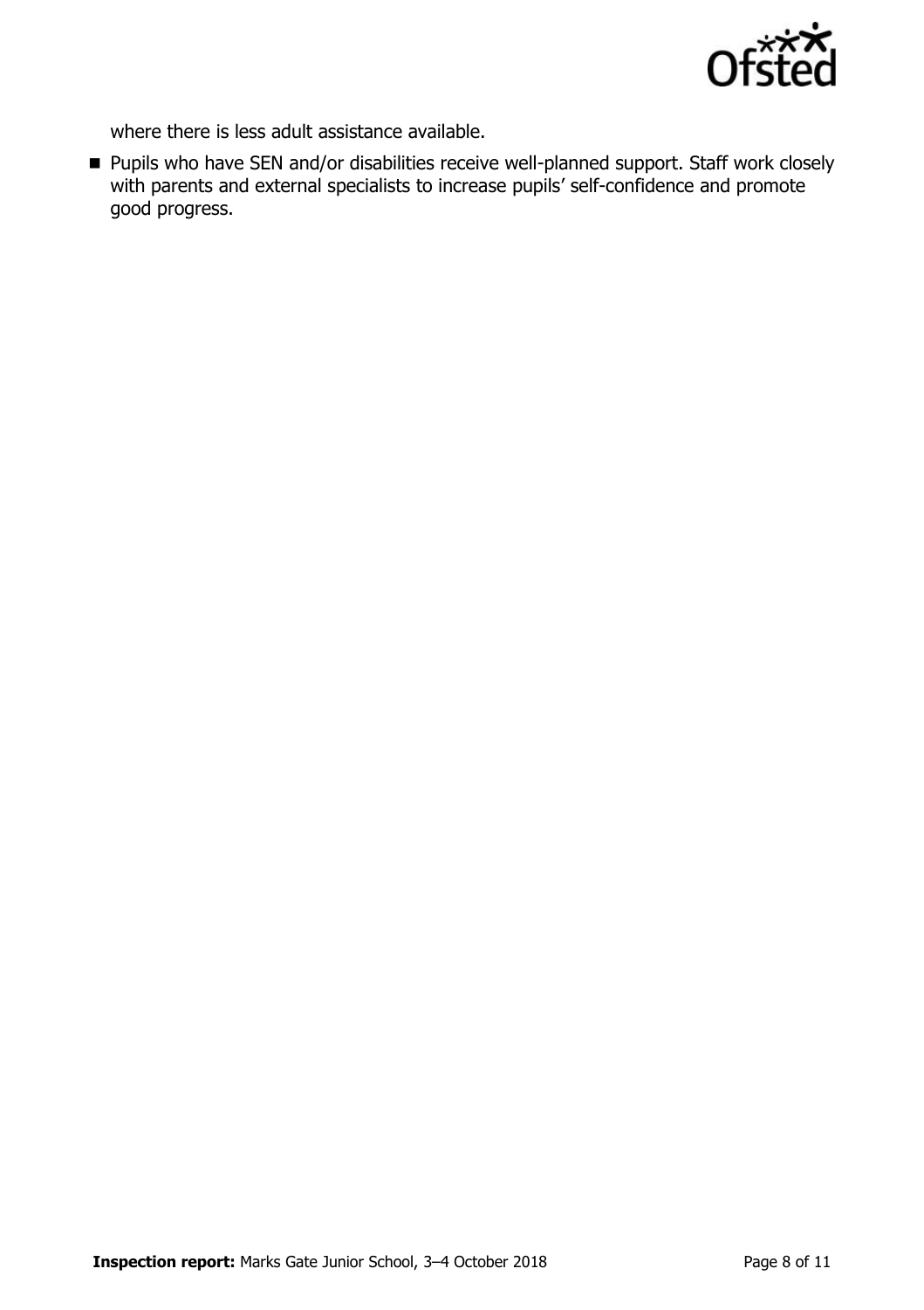where there is less adult assistance available.

- Pupils who have SEN and/or disabilities receive well-planned support. Staff work closely with parents and external specialists to increase pupils' self-confidence and promote good progress.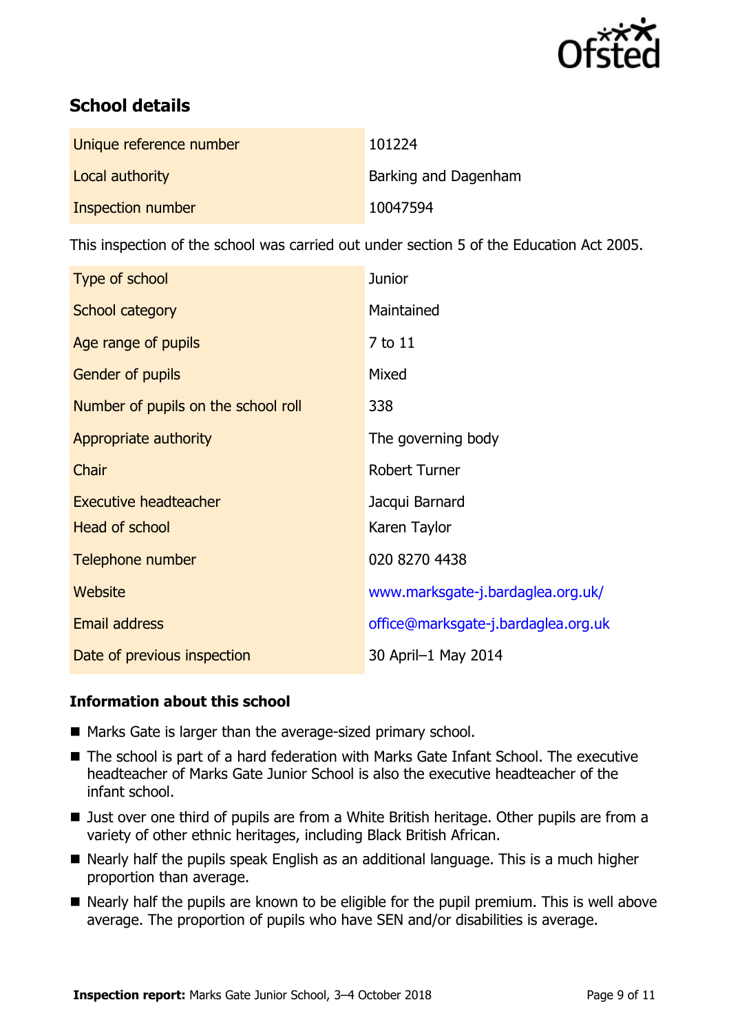## School details

| | |
|---|---|
| Unique reference number | 101224 |
| Local authority | Barking and Dagenham |
| Inspection number | 10047594 |

This inspection of the school was carried out under section 5 of the Education Act 2005.

| | |
|---|---|
| Type of school | Junior |
| School category | Maintained |
| Age range of pupils | 7 to 11 |
| Gender of pupils | Mixed |
| Number of pupils on the school roll | 338 |
| Appropriate authority | The governing body |
| Chair | Robert Turner |
| Executive headteacher<br>Head of school | Jacqui Barnard<br>Karen Taylor |
| Telephone number | 020 8270 4438 |
| Website | www.marksgate-j.bardaglea.org.uk/ |
| Email address | office@marksgate-j.bardaglea.org.uk |
| Date of previous inspection | 30 April–1 May 2014 |

### Information about this school

- Marks Gate is larger than the average-sized primary school.
- The school is part of a hard federation with Marks Gate Infant School. The executive headteacher of Marks Gate Junior School is also the executive headteacher of the infant school.
- Just over one third of pupils are from a White British heritage. Other pupils are from a variety of other ethnic heritages, including Black British African.
- Nearly half the pupils speak English as an additional language. This is a much higher proportion than average.
- Nearly half the pupils are known to be eligible for the pupil premium. This is well above average. The proportion of pupils who have SEN and/or disabilities is average.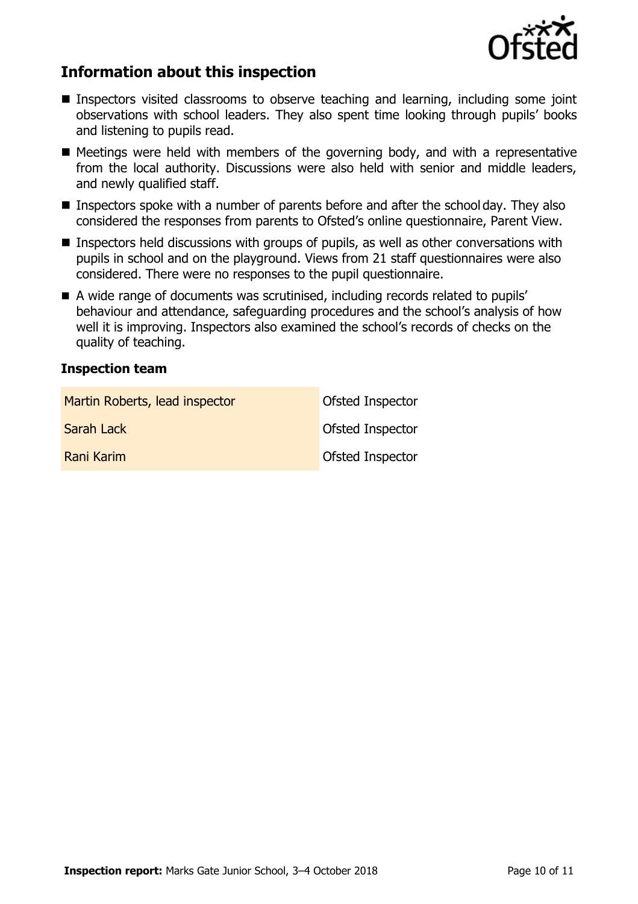## Information about this inspection

- Inspectors visited classrooms to observe teaching and learning, including some joint observations with school leaders. They also spent time looking through pupils' books and listening to pupils read.
- Meetings were held with members of the governing body, and with a representative from the local authority. Discussions were also held with senior and middle leaders, and newly qualified staff.
- Inspectors spoke with a number of parents before and after the school day. They also considered the responses from parents to Ofsted's online questionnaire, Parent View.
- Inspectors held discussions with groups of pupils, as well as other conversations with pupils in school and on the playground. Views from 21 staff questionnaires were also considered. There were no responses to the pupil questionnaire.
- A wide range of documents was scrutinised, including records related to pupils' behaviour and attendance, safeguarding procedures and the school's analysis of how well it is improving. Inspectors also examined the school's records of checks on the quality of teaching.

### Inspection team

| | |
|---|---|
| Martin Roberts, lead inspector | Ofsted Inspector |
| Sarah Lack | Ofsted Inspector |
| Rani Karim | Ofsted Inspector |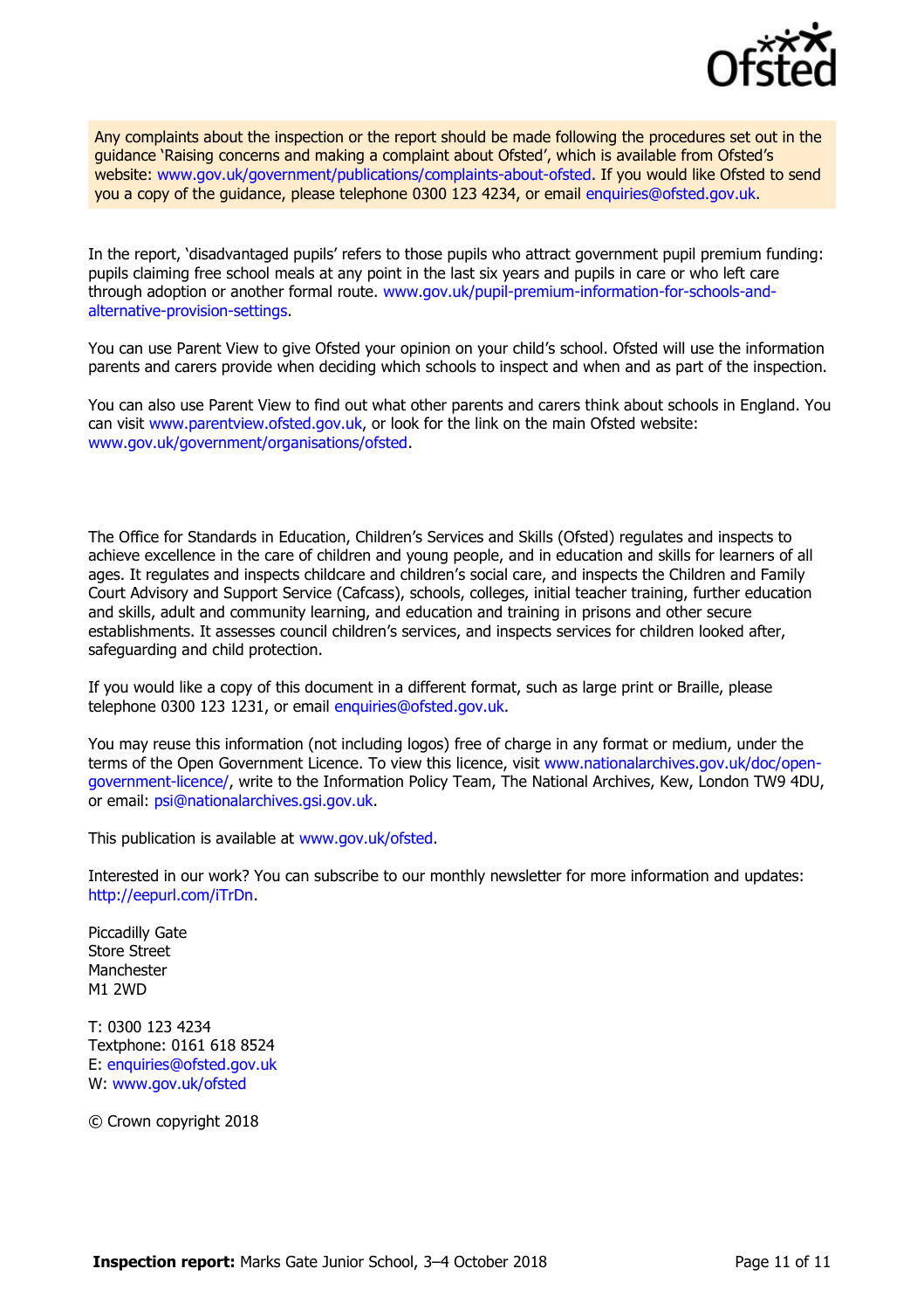Any complaints about the inspection or the report should be made following the procedures set out in the guidance 'Raising concerns and making a complaint about Ofsted', which is available from Ofsted's website: www.gov.uk/government/publications/complaints-about-ofsted. If you would like Ofsted to send you a copy of the guidance, please telephone 0300 123 4234, or email enquiries@ofsted.gov.uk.

In the report, 'disadvantaged pupils' refers to those pupils who attract government pupil premium funding: pupils claiming free school meals at any point in the last six years and pupils in care or who left care through adoption or another formal route. www.gov.uk/pupil-premium-information-for-schools-and-alternative-provision-settings.

You can use Parent View to give Ofsted your opinion on your child's school. Ofsted will use the information parents and carers provide when deciding which schools to inspect and when and as part of the inspection.

You can also use Parent View to find out what other parents and carers think about schools in England. You can visit www.parentview.ofsted.gov.uk, or look for the link on the main Ofsted website: www.gov.uk/government/organisations/ofsted.

The Office for Standards in Education, Children's Services and Skills (Ofsted) regulates and inspects to achieve excellence in the care of children and young people, and in education and skills for learners of all ages. It regulates and inspects childcare and children's social care, and inspects the Children and Family Court Advisory and Support Service (Cafcass), schools, colleges, initial teacher training, further education and skills, adult and community learning, and education and training in prisons and other secure establishments. It assesses council children's services, and inspects services for children looked after, safeguarding and child protection.

If you would like a copy of this document in a different format, such as large print or Braille, please telephone 0300 123 1231, or email enquiries@ofsted.gov.uk.

You may reuse this information (not including logos) free of charge in any format or medium, under the terms of the Open Government Licence. To view this licence, visit www.nationalarchives.gov.uk/doc/open-government-licence/, write to the Information Policy Team, The National Archives, Kew, London TW9 4DU, or email: psi@nationalarchives.gsi.gov.uk.

This publication is available at www.gov.uk/ofsted.

Interested in our work? You can subscribe to our monthly newsletter for more information and updates: http://eepurl.com/iTrDn.

Piccadilly Gate
Store Street
Manchester
M1 2WD

T: 0300 123 4234
Textphone: 0161 618 8524
E: enquiries@ofsted.gov.uk
W: www.gov.uk/ofsted

© Crown copyright 2018